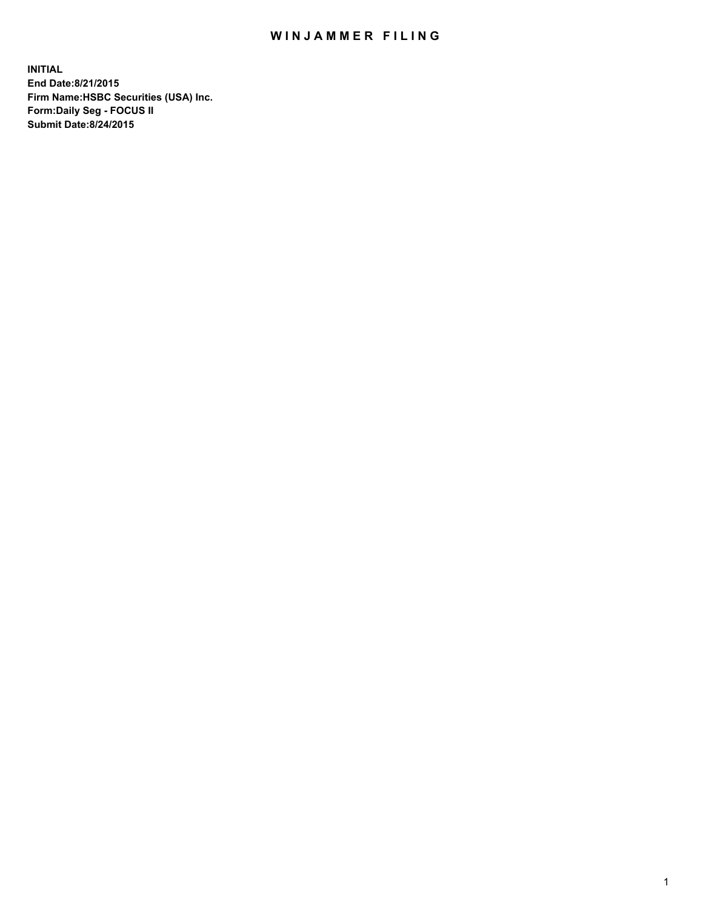# WINJAMMER FILING

**INITIAL**
**End Date:8/21/2015**
**Firm Name:HSBC Securities (USA) Inc.**
**Form:Daily Seg - FOCUS II**
**Submit Date:8/24/2015**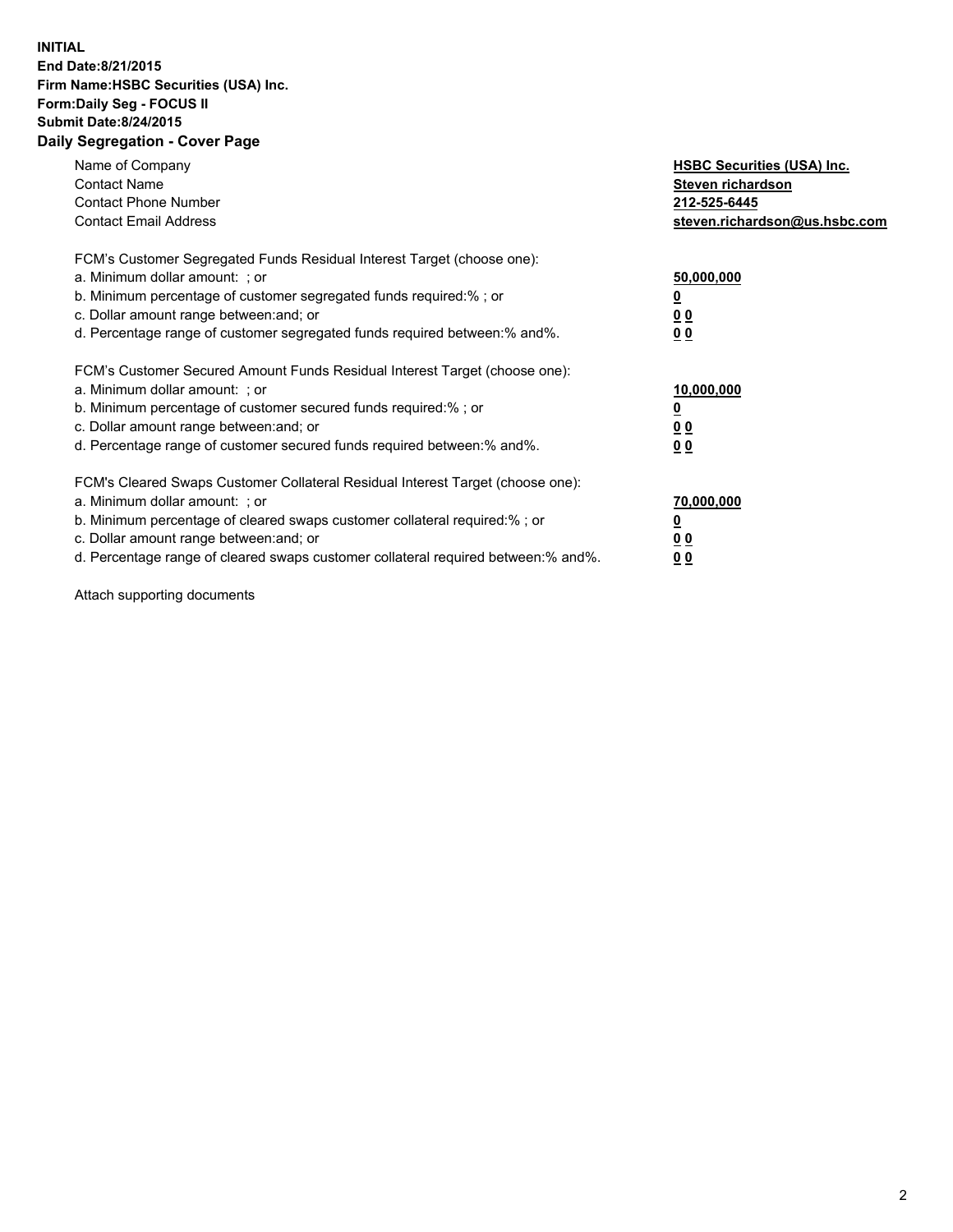**INITIAL**
**End Date:8/21/2015**
**Firm Name:HSBC Securities (USA) Inc.**
**Form:Daily Seg - FOCUS II**
**Submit Date:8/24/2015**

## Daily Segregation - Cover Page

| | |
|---|---|
| Name of Company | **HSBC Securities (USA) Inc.** |
| Contact Name | **Steven richardson** |
| Contact Phone Number | **212-525-6445** |
| Contact Email Address | **steven.richardson@us.hsbc.com** |

| | |
|---|---|
| FCM's Customer Segregated Funds Residual Interest Target (choose one): | |
| a. Minimum dollar amount: ; or | **50,000,000** |
| b. Minimum percentage of customer segregated funds required:% ; or | **0** |
| c. Dollar amount range between:and; or | **0 0** |
| d. Percentage range of customer segregated funds required between:% and%. | **0 0** |
| FCM's Customer Secured Amount Funds Residual Interest Target (choose one): | |
| a. Minimum dollar amount: ; or | **10,000,000** |
| b. Minimum percentage of customer secured funds required:% ; or | **0** |
| c. Dollar amount range between:and; or | **0 0** |
| d. Percentage range of customer secured funds required between:% and%. | **0 0** |
| FCM's Cleared Swaps Customer Collateral Residual Interest Target (choose one): | |
| a. Minimum dollar amount: ; or | **70,000,000** |
| b. Minimum percentage of cleared swaps customer collateral required:% ; or | **0** |
| c. Dollar amount range between:and; or | **0 0** |
| d. Percentage range of cleared swaps customer collateral required between:% and%. | **0 0** |

Attach supporting documents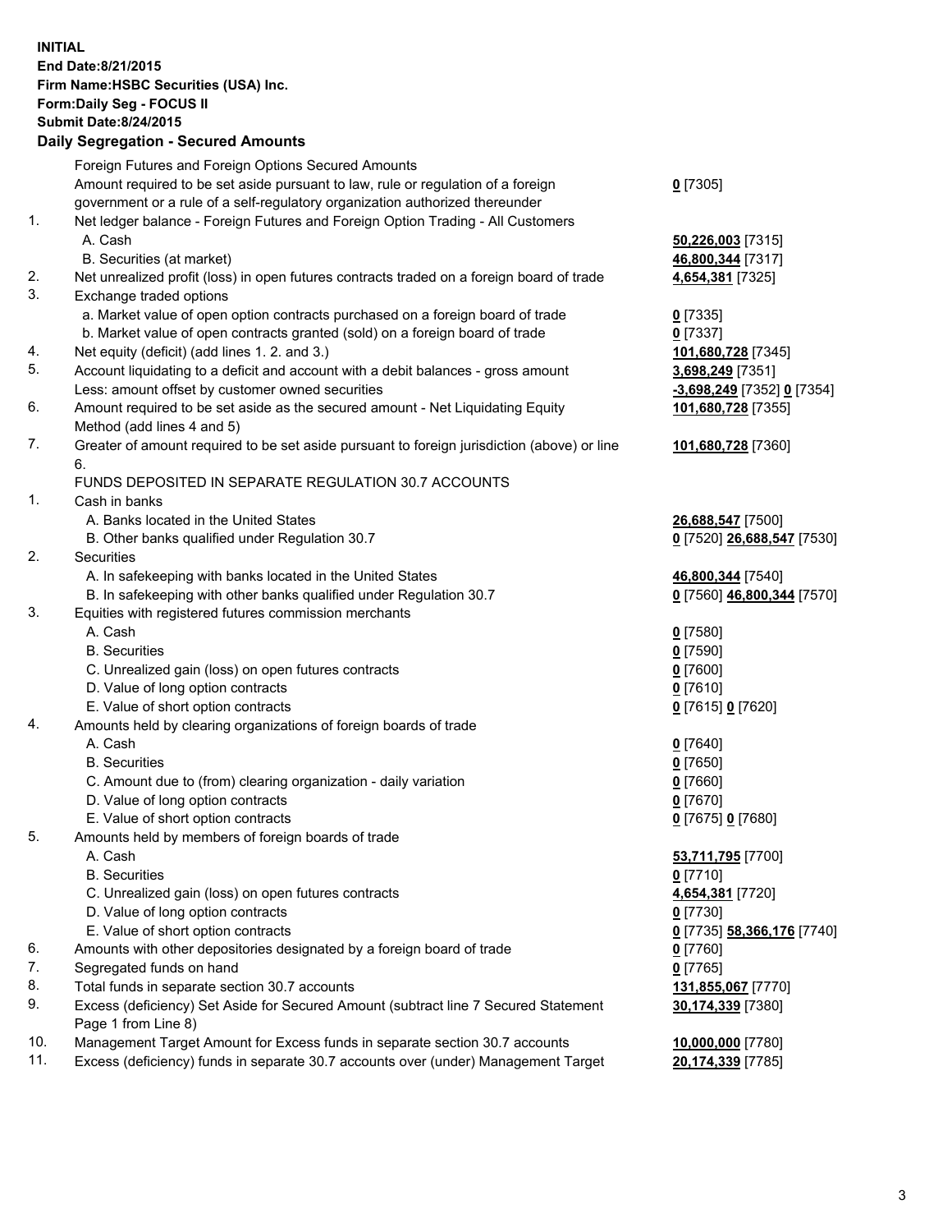**INITIAL**
**End Date:8/21/2015**
**Firm Name:HSBC Securities (USA) Inc.**
**Form:Daily Seg - FOCUS II**
**Submit Date:8/24/2015**

## Daily Segregation - Secured Amounts

| | | |
|---|---|---|
| | Foreign Futures and Foreign Options Secured Amounts | |
| | Amount required to be set aside pursuant to law, rule or regulation of a foreign government or a rule of a self-regulatory organization authorized thereunder | **0** [7305] |
| 1. | Net ledger balance - Foreign Futures and Foreign Option Trading - All Customers | |
| | A. Cash | **50,226,003** [7315] |
| | B. Securities (at market) | **46,800,344** [7317] |
| 2. | Net unrealized profit (loss) in open futures contracts traded on a foreign board of trade | **4,654,381** [7325] |
| 3. | Exchange traded options | |
| | a. Market value of open option contracts purchased on a foreign board of trade | **0** [7335] |
| | b. Market value of open contracts granted (sold) on a foreign board of trade | **0** [7337] |
| 4. | Net equity (deficit) (add lines 1. 2. and 3.) | **101,680,728** [7345] |
| 5. | Account liquidating to a deficit and account with a debit balances - gross amount | **3,698,249** [7351] |
| | Less: amount offset by customer owned securities | **-3,698,249** [7352] **0** [7354] |
| 6. | Amount required to be set aside as the secured amount - Net Liquidating Equity Method (add lines 4 and 5) | **101,680,728** [7355] |
| 7. | Greater of amount required to be set aside pursuant to foreign jurisdiction (above) or line 6. | **101,680,728** [7360] |
| | FUNDS DEPOSITED IN SEPARATE REGULATION 30.7 ACCOUNTS | |
| 1. | Cash in banks | |
| | A. Banks located in the United States | **26,688,547** [7500] |
| | B. Other banks qualified under Regulation 30.7 | **0** [7520] **26,688,547** [7530] |
| 2. | Securities | |
| | A. In safekeeping with banks located in the United States | **46,800,344** [7540] |
| | B. In safekeeping with other banks qualified under Regulation 30.7 | **0** [7560] **46,800,344** [7570] |
| 3. | Equities with registered futures commission merchants | |
| | A. Cash | **0** [7580] |
| | B. Securities | **0** [7590] |
| | C. Unrealized gain (loss) on open futures contracts | **0** [7600] |
| | D. Value of long option contracts | **0** [7610] |
| | E. Value of short option contracts | **0** [7615] **0** [7620] |
| 4. | Amounts held by clearing organizations of foreign boards of trade | |
| | A. Cash | **0** [7640] |
| | B. Securities | **0** [7650] |
| | C. Amount due to (from) clearing organization - daily variation | **0** [7660] |
| | D. Value of long option contracts | **0** [7670] |
| | E. Value of short option contracts | **0** [7675] **0** [7680] |
| 5. | Amounts held by members of foreign boards of trade | |
| | A. Cash | **53,711,795** [7700] |
| | B. Securities | **0** [7710] |
| | C. Unrealized gain (loss) on open futures contracts | **4,654,381** [7720] |
| | D. Value of long option contracts | **0** [7730] |
| | E. Value of short option contracts | **0** [7735] **58,366,176** [7740] |
| 6. | Amounts with other depositories designated by a foreign board of trade | **0** [7760] |
| 7. | Segregated funds on hand | **0** [7765] |
| 8. | Total funds in separate section 30.7 accounts | **131,855,067** [7770] |
| 9. | Excess (deficiency) Set Aside for Secured Amount (subtract line 7 Secured Statement Page 1 from Line 8) | **30,174,339** [7380] |
| 10. | Management Target Amount for Excess funds in separate section 30.7 accounts | **10,000,000** [7780] |
| 11. | Excess (deficiency) funds in separate 30.7 accounts over (under) Management Target | **20,174,339** [7785] |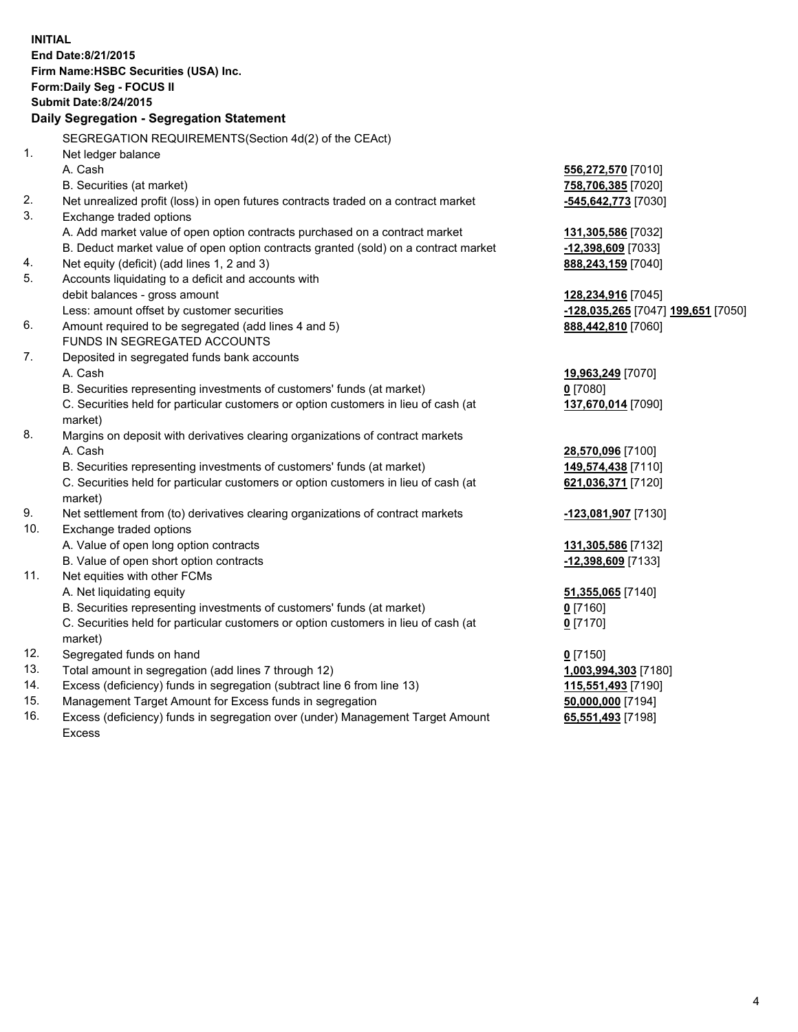**INITIAL**
**End Date:8/21/2015**
**Firm Name:HSBC Securities (USA) Inc.**
**Form:Daily Seg - FOCUS II**
**Submit Date:8/24/2015**

## Daily Segregation - Segregation Statement

SEGREGATION REQUIREMENTS(Section 4d(2) of the CEAct)

| | | |
|---|---|---|
| 1. | Net ledger balance | |
| | A. Cash | 556,272,570 [7010] |
| | B. Securities (at market) | 758,706,385 [7020] |
| 2. | Net unrealized profit (loss) in open futures contracts traded on a contract market | -545,642,773 [7030] |
| 3. | Exchange traded options | |
| | A. Add market value of open option contracts purchased on a contract market | 131,305,586 [7032] |
| | B. Deduct market value of open option contracts granted (sold) on a contract market | -12,398,609 [7033] |
| 4. | Net equity (deficit) (add lines 1, 2 and 3) | 888,243,159 [7040] |
| 5. | Accounts liquidating to a deficit and accounts with debit balances - gross amount | 128,234,916 [7045] |
| | Less: amount offset by customer securities | -128,035,265 [7047] 199,651 [7050] |
| 6. | Amount required to be segregated (add lines 4 and 5) | 888,442,810 [7060] |
| | FUNDS IN SEGREGATED ACCOUNTS | |
| 7. | Deposited in segregated funds bank accounts | |
| | A. Cash | 19,963,249 [7070] |
| | B. Securities representing investments of customers' funds (at market) | 0 [7080] |
| | C. Securities held for particular customers or option customers in lieu of cash (at market) | 137,670,014 [7090] |
| 8. | Margins on deposit with derivatives clearing organizations of contract markets | |
| | A. Cash | 28,570,096 [7100] |
| | B. Securities representing investments of customers' funds (at market) | 149,574,438 [7110] |
| | C. Securities held for particular customers or option customers in lieu of cash (at market) | 621,036,371 [7120] |
| 9. | Net settlement from (to) derivatives clearing organizations of contract markets | -123,081,907 [7130] |
| 10. | Exchange traded options | |
| | A. Value of open long option contracts | 131,305,586 [7132] |
| | B. Value of open short option contracts | -12,398,609 [7133] |
| 11. | Net equities with other FCMs | |
| | A. Net liquidating equity | 51,355,065 [7140] |
| | B. Securities representing investments of customers' funds (at market) | 0 [7160] |
| | C. Securities held for particular customers or option customers in lieu of cash (at market) | 0 [7170] |
| 12. | Segregated funds on hand | 0 [7150] |
| 13. | Total amount in segregation (add lines 7 through 12) | 1,003,994,303 [7180] |
| 14. | Excess (deficiency) funds in segregation (subtract line 6 from line 13) | 115,551,493 [7190] |
| 15. | Management Target Amount for Excess funds in segregation | 50,000,000 [7194] |
| 16. | Excess (deficiency) funds in segregation over (under) Management Target Amount Excess | 65,551,493 [7198] |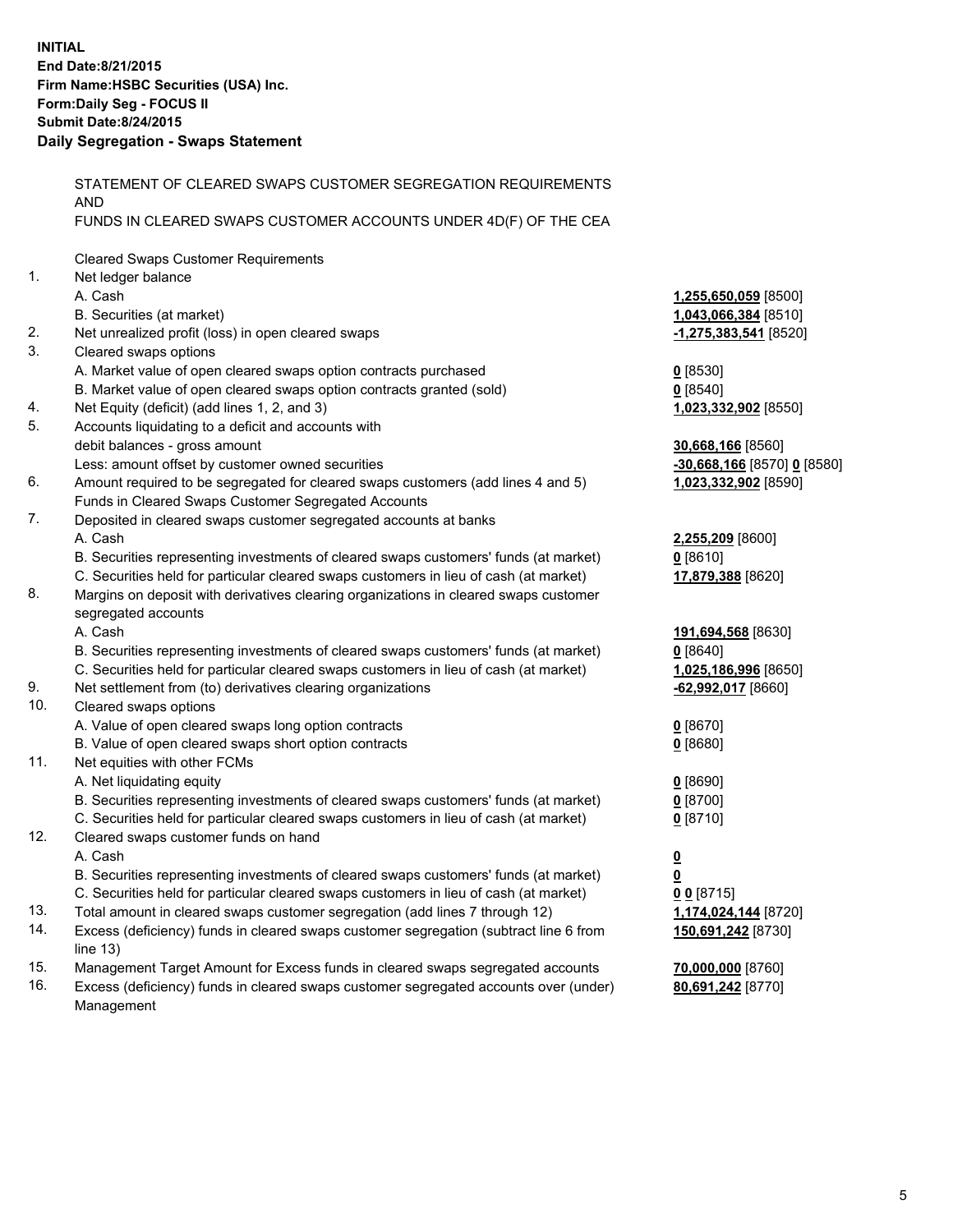**INITIAL**
**End Date:8/21/2015**
**Firm Name:HSBC Securities (USA) Inc.**
**Form:Daily Seg - FOCUS II**
**Submit Date:8/24/2015**
**Daily Segregation - Swaps Statement**

STATEMENT OF CLEARED SWAPS CUSTOMER SEGREGATION REQUIREMENTS
AND
FUNDS IN CLEARED SWAPS CUSTOMER ACCOUNTS UNDER 4D(F) OF THE CEA

| | | |
|---|---|---|
| | Cleared Swaps Customer Requirements | |
| 1. | Net ledger balance | |
| | A. Cash | **1,255,650,059** [8500] |
| | B. Securities (at market) | **1,043,066,384** [8510] |
| 2. | Net unrealized profit (loss) in open cleared swaps | **-1,275,383,541** [8520] |
| 3. | Cleared swaps options | |
| | A. Market value of open cleared swaps option contracts purchased | **0** [8530] |
| | B. Market value of open cleared swaps option contracts granted (sold) | **0** [8540] |
| 4. | Net Equity (deficit) (add lines 1, 2, and 3) | **1,023,332,902** [8550] |
| 5. | Accounts liquidating to a deficit and accounts with | |
| | debit balances - gross amount | **30,668,166** [8560] |
| | Less: amount offset by customer owned securities | **-30,668,166** [8570] **0** [8580] |
| 6. | Amount required to be segregated for cleared swaps customers (add lines 4 and 5) | **1,023,332,902** [8590] |
| | Funds in Cleared Swaps Customer Segregated Accounts | |
| 7. | Deposited in cleared swaps customer segregated accounts at banks | |
| | A. Cash | **2,255,209** [8600] |
| | B. Securities representing investments of cleared swaps customers' funds (at market) | **0** [8610] |
| | C. Securities held for particular cleared swaps customers in lieu of cash (at market) | **17,879,388** [8620] |
| 8. | Margins on deposit with derivatives clearing organizations in cleared swaps customer segregated accounts | |
| | A. Cash | **191,694,568** [8630] |
| | B. Securities representing investments of cleared swaps customers' funds (at market) | **0** [8640] |
| | C. Securities held for particular cleared swaps customers in lieu of cash (at market) | **1,025,186,996** [8650] |
| 9. | Net settlement from (to) derivatives clearing organizations | **-62,992,017** [8660] |
| 10. | Cleared swaps options | |
| | A. Value of open cleared swaps long option contracts | **0** [8670] |
| | B. Value of open cleared swaps short option contracts | **0** [8680] |
| 11. | Net equities with other FCMs | |
| | A. Net liquidating equity | **0** [8690] |
| | B. Securities representing investments of cleared swaps customers' funds (at market) | **0** [8700] |
| | C. Securities held for particular cleared swaps customers in lieu of cash (at market) | **0** [8710] |
| 12. | Cleared swaps customer funds on hand | |
| | A. Cash | **0** |
| | B. Securities representing investments of cleared swaps customers' funds (at market) | **0** |
| | C. Securities held for particular cleared swaps customers in lieu of cash (at market) | **0** **0** [8715] |
| 13. | Total amount in cleared swaps customer segregation (add lines 7 through 12) | **1,174,024,144** [8720] |
| 14. | Excess (deficiency) funds in cleared swaps customer segregation (subtract line 6 from line 13) | **150,691,242** [8730] |
| 15. | Management Target Amount for Excess funds in cleared swaps segregated accounts | **70,000,000** [8760] |
| 16. | Excess (deficiency) funds in cleared swaps customer segregated accounts over (under) Management | **80,691,242** [8770] |